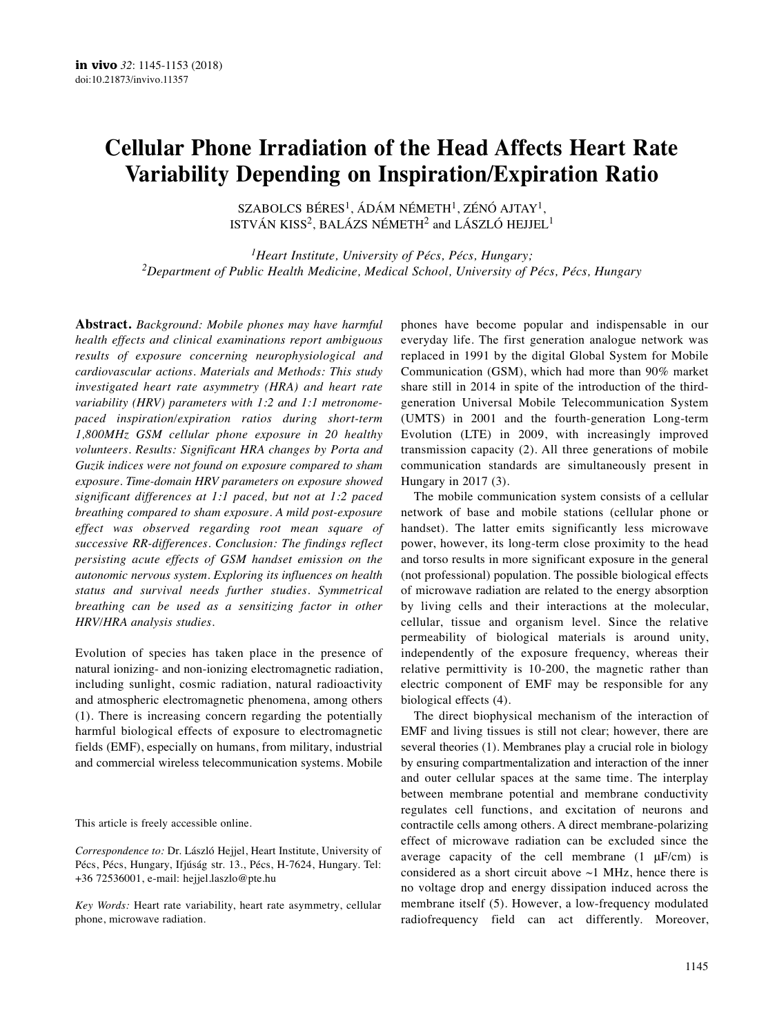# Cellular Phone Irradiation of the Head Affects Heart Rate Variability Depending on Inspiration/Expiration Ratio

SZABOLCS BÉRES[1], ÁDÁM NÉMETH[1], ZÉNÓ AJTAY[1], ISTVÁN KISS[2], BALÁZS NÉMETH[2] and LÁSZLÓ HEJJEL[1]

[1]*Heart Institute, University of Pécs, Pécs, Hungary;*
[2]*Department of Public Health Medicine, Medical School, University of Pécs, Pécs, Hungary*

**Abstract.** *Background: Mobile phones may have harmful health effects and clinical examinations report ambiguous results of exposure concerning neurophysiological and cardiovascular actions. Materials and Methods: This study investigated heart rate asymmetry (HRA) and heart rate variability (HRV) parameters with 1:2 and 1:1 metronome-paced inspiration/expiration ratios during short-term 1,800MHz GSM cellular phone exposure in 20 healthy volunteers. Results: Significant HRA changes by Porta and Guzik indices were not found on exposure compared to sham exposure. Time-domain HRV parameters on exposure showed significant differences at 1:1 paced, but not at 1:2 paced breathing compared to sham exposure. A mild post-exposure effect was observed regarding root mean square of successive RR-differences. Conclusion: The findings reflect persisting acute effects of GSM handset emission on the autonomic nervous system. Exploring its influences on health status and survival needs further studies. Symmetrical breathing can be used as a sensitizing factor in other HRV/HRA analysis studies.*

Evolution of species has taken place in the presence of natural ionizing- and non-ionizing electromagnetic radiation, including sunlight, cosmic radiation, natural radioactivity and atmospheric electromagnetic phenomena, among others (1). There is increasing concern regarding the potentially harmful biological effects of exposure to electromagnetic fields (EMF), especially on humans, from military, industrial and commercial wireless telecommunication systems. Mobile phones have become popular and indispensable in our everyday life. The first generation analogue network was replaced in 1991 by the digital Global System for Mobile Communication (GSM), which had more than 90% market share still in 2014 in spite of the introduction of the third-generation Universal Mobile Telecommunication System (UMTS) in 2001 and the fourth-generation Long-term Evolution (LTE) in 2009, with increasingly improved transmission capacity (2). All three generations of mobile communication standards are simultaneously present in Hungary in 2017 (3).

The mobile communication system consists of a cellular network of base and mobile stations (cellular phone or handset). The latter emits significantly less microwave power, however, its long-term close proximity to the head and torso results in more significant exposure in the general (not professional) population. The possible biological effects of microwave radiation are related to the energy absorption by living cells and their interactions at the molecular, cellular, tissue and organism level. Since the relative permeability of biological materials is around unity, independently of the exposure frequency, whereas their relative permittivity is 10-200, the magnetic rather than electric component of EMF may be responsible for any biological effects (4).

The direct biophysical mechanism of the interaction of EMF and living tissues is still not clear; however, there are several theories (1). Membranes play a crucial role in biology by ensuring compartmentalization and interaction of the inner and outer cellular spaces at the same time. The interplay between membrane potential and membrane conductivity regulates cell functions, and excitation of neurons and contractile cells among others. A direct membrane-polarizing effect of microwave radiation can be excluded since the average capacity of the cell membrane (1 μF/cm) is considered as a short circuit above ~1 MHz, hence there is no voltage drop and energy dissipation induced across the membrane itself (5). However, a low-frequency modulated radiofrequency field can act differently. Moreover,

This article is freely accessible online.

*Correspondence to:* Dr. László Hejjel, Heart Institute, University of Pécs, Pécs, Hungary, Ifjúság str. 13., Pécs, H-7624, Hungary. Tel: +36 72536001, e-mail: hejjel.laszlo@pte.hu

*Key Words:* Heart rate variability, heart rate asymmetry, cellular phone, microwave radiation.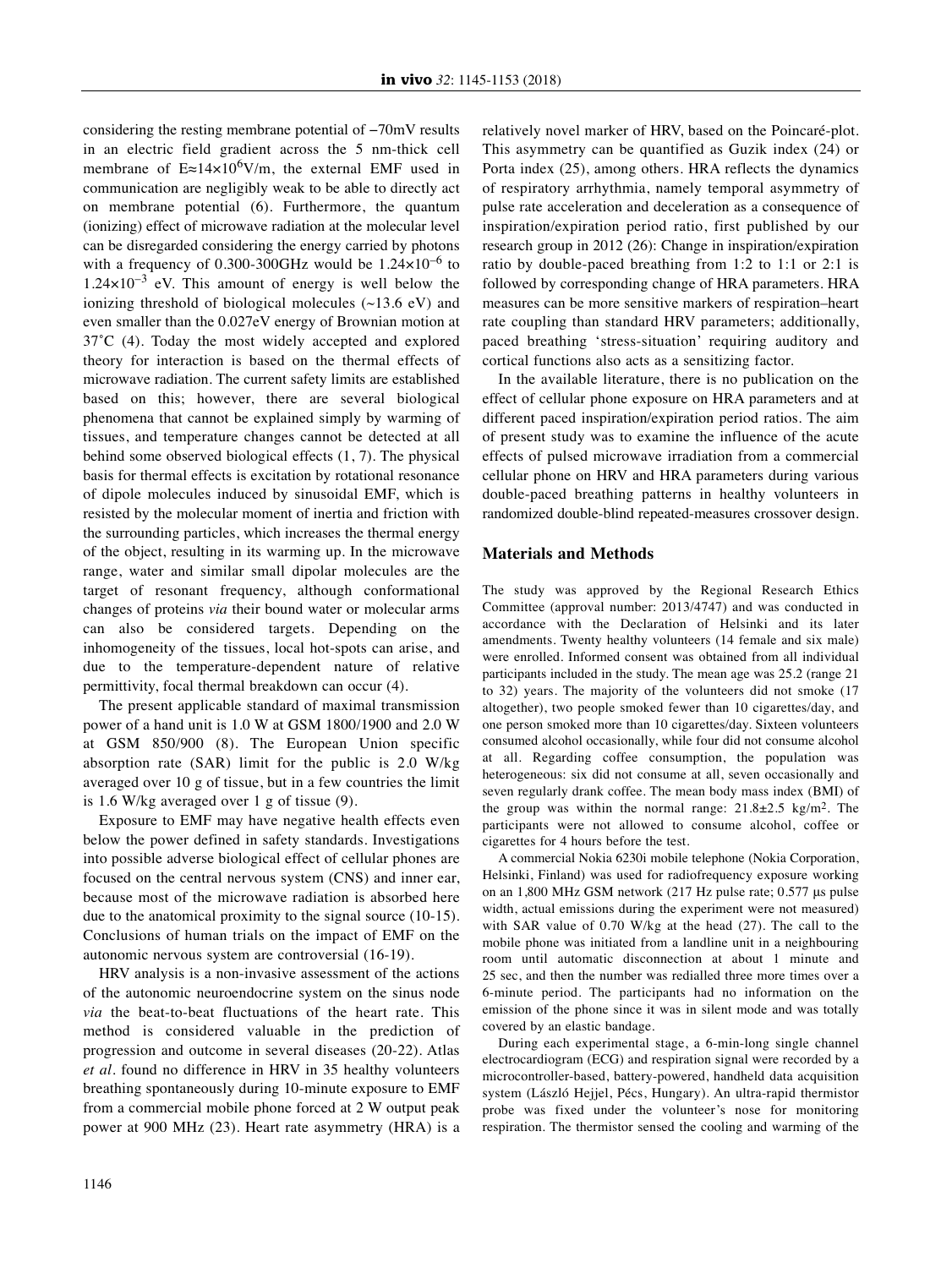considering the resting membrane potential of −70mV results in an electric field gradient across the 5 nm-thick cell membrane of $E \approx 14 \times 10^6$V/m, the external EMF used in communication are negligibly weak to be able to directly act on membrane potential (6). Furthermore, the quantum (ionizing) effect of microwave radiation at the molecular level can be disregarded considering the energy carried by photons with a frequency of 0.300-300GHz would be $1.24 \times 10^{-6}$ to $1.24 \times 10^{-3}$ eV. This amount of energy is well below the ionizing threshold of biological molecules (~13.6 eV) and even smaller than the 0.027eV energy of Brownian motion at 37˚C (4). Today the most widely accepted and explored theory for interaction is based on the thermal effects of microwave radiation. The current safety limits are established based on this; however, there are several biological phenomena that cannot be explained simply by warming of tissues, and temperature changes cannot be detected at all behind some observed biological effects (1, 7). The physical basis for thermal effects is excitation by rotational resonance of dipole molecules induced by sinusoidal EMF, which is resisted by the molecular moment of inertia and friction with the surrounding particles, which increases the thermal energy of the object, resulting in its warming up. In the microwave range, water and similar small dipolar molecules are the target of resonant frequency, although conformational changes of proteins *via* their bound water or molecular arms can also be considered targets. Depending on the inhomogeneity of the tissues, local hot-spots can arise, and due to the temperature-dependent nature of relative permittivity, focal thermal breakdown can occur (4).

The present applicable standard of maximal transmission power of a hand unit is 1.0 W at GSM 1800/1900 and 2.0 W at GSM 850/900 (8). The European Union specific absorption rate (SAR) limit for the public is 2.0 W/kg averaged over 10 g of tissue, but in a few countries the limit is 1.6 W/kg averaged over 1 g of tissue (9).

Exposure to EMF may have negative health effects even below the power defined in safety standards. Investigations into possible adverse biological effect of cellular phones are focused on the central nervous system (CNS) and inner ear, because most of the microwave radiation is absorbed here due to the anatomical proximity to the signal source (10-15). Conclusions of human trials on the impact of EMF on the autonomic nervous system are controversial (16-19).

HRV analysis is a non-invasive assessment of the actions of the autonomic neuroendocrine system on the sinus node *via* the beat-to-beat fluctuations of the heart rate. This method is considered valuable in the prediction of progression and outcome in several diseases (20-22). Atlas *et al*. found no difference in HRV in 35 healthy volunteers breathing spontaneously during 10-minute exposure to EMF from a commercial mobile phone forced at 2 W output peak power at 900 MHz (23). Heart rate asymmetry (HRA) is a relatively novel marker of HRV, based on the Poincaré-plot. This asymmetry can be quantified as Guzik index (24) or Porta index (25), among others. HRA reflects the dynamics of respiratory arrhythmia, namely temporal asymmetry of pulse rate acceleration and deceleration as a consequence of inspiration/expiration period ratio, first published by our research group in 2012 (26): Change in inspiration/expiration ratio by double-paced breathing from 1:2 to 1:1 or 2:1 is followed by corresponding change of HRA parameters. HRA measures can be more sensitive markers of respiration–heart rate coupling than standard HRV parameters; additionally, paced breathing 'stress-situation' requiring auditory and cortical functions also acts as a sensitizing factor.

In the available literature, there is no publication on the effect of cellular phone exposure on HRA parameters and at different paced inspiration/expiration period ratios. The aim of present study was to examine the influence of the acute effects of pulsed microwave irradiation from a commercial cellular phone on HRV and HRA parameters during various double-paced breathing patterns in healthy volunteers in randomized double-blind repeated-measures crossover design.

## Materials and Methods

The study was approved by the Regional Research Ethics Committee (approval number: 2013/4747) and was conducted in accordance with the Declaration of Helsinki and its later amendments. Twenty healthy volunteers (14 female and six male) were enrolled. Informed consent was obtained from all individual participants included in the study. The mean age was 25.2 (range 21 to 32) years. The majority of the volunteers did not smoke (17 altogether), two people smoked fewer than 10 cigarettes/day, and one person smoked more than 10 cigarettes/day. Sixteen volunteers consumed alcohol occasionally, while four did not consume alcohol at all. Regarding coffee consumption, the population was heterogeneous: six did not consume at all, seven occasionally and seven regularly drank coffee. The mean body mass index (BMI) of the group was within the normal range: 21.8±2.5 kg/m$^2$. The participants were not allowed to consume alcohol, coffee or cigarettes for 4 hours before the test.

A commercial Nokia 6230i mobile telephone (Nokia Corporation, Helsinki, Finland) was used for radiofrequency exposure working on an 1,800 MHz GSM network (217 Hz pulse rate; 0.577 µs pulse width, actual emissions during the experiment were not measured) with SAR value of 0.70 W/kg at the head (27). The call to the mobile phone was initiated from a landline unit in a neighbouring room until automatic disconnection at about 1 minute and 25 sec, and then the number was redialled three more times over a 6-minute period. The participants had no information on the emission of the phone since it was in silent mode and was totally covered by an elastic bandage.

During each experimental stage, a 6-min-long single channel electrocardiogram (ECG) and respiration signal were recorded by a microcontroller-based, battery-powered, handheld data acquisition system (László Hejjel, Pécs, Hungary). An ultra-rapid thermistor probe was fixed under the volunteer's nose for monitoring respiration. The thermistor sensed the cooling and warming of the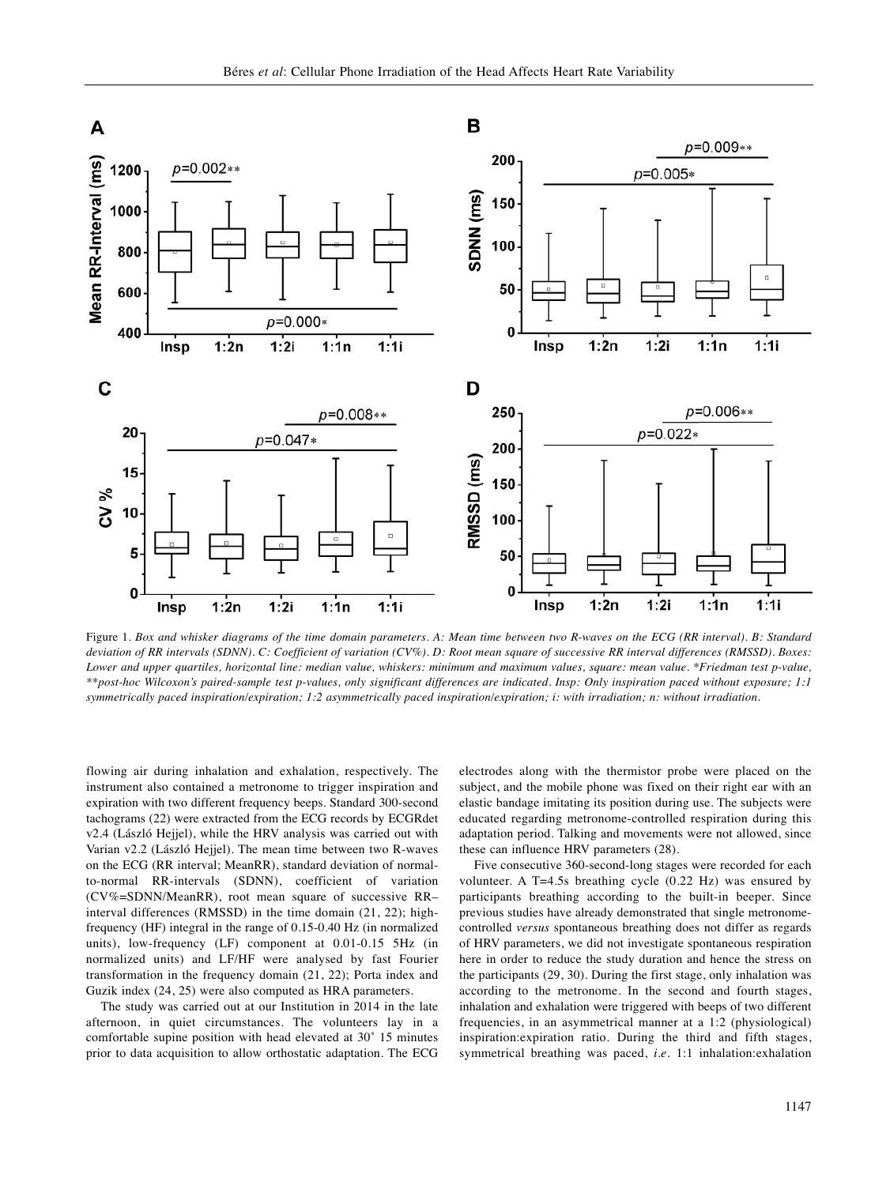Figure 1. *Box and whisker diagrams of the time domain parameters. A: Mean time between two R-waves on the ECG (RR interval). B: Standard deviation of RR intervals (SDNN). C: Coefficient of variation (CV%). D: Root mean square of successive RR interval differences (RMSSD). Boxes: Lower and upper quartiles, horizontal line: median value, whiskers: minimum and maximum values, square: mean value. *Friedman test p-value, **post-hoc Wilcoxon's paired-sample test p-values, only significant differences are indicated. Insp: Only inspiration paced without exposure; 1:1 symmetrically paced inspiration/expiration; 1:2 asymmetrically paced inspiration/expiration; i: with irradiation; n: without irradiation.*

flowing air during inhalation and exhalation, respectively. The instrument also contained a metronome to trigger inspiration and expiration with two different frequency beeps. Standard 300-second tachograms (22) were extracted from the ECG records by ECGRdet v2.4 (László Hejjel), while the HRV analysis was carried out with Varian v2.2 (László Hejjel). The mean time between two R-waves on the ECG (RR interval; MeanRR), standard deviation of normal-to-normal RR-intervals (SDNN), coefficient of variation (CV%=SDNN/MeanRR), root mean square of successive RR–interval differences (RMSSD) in the time domain (21, 22); high-frequency (HF) integral in the range of 0.15-0.40 Hz (in normalized units), low-frequency (LF) component at 0.01-0.15 5Hz (in normalized units) and LF/HF were analysed by fast Fourier transformation in the frequency domain (21, 22); Porta index and Guzik index (24, 25) were also computed as HRA parameters.

The study was carried out at our Institution in 2014 in the late afternoon, in quiet circumstances. The volunteers lay in a comfortable supine position with head elevated at 30˚ 15 minutes prior to data acquisition to allow orthostatic adaptation. The ECG electrodes along with the thermistor probe were placed on the subject, and the mobile phone was fixed on their right ear with an elastic bandage imitating its position during use. The subjects were educated regarding metronome-controlled respiration during this adaptation period. Talking and movements were not allowed, since these can influence HRV parameters (28).

Five consecutive 360-second-long stages were recorded for each volunteer. A T=4.5s breathing cycle (0.22 Hz) was ensured by participants breathing according to the built-in beeper. Since previous studies have already demonstrated that single metronome-controlled *versus* spontaneous breathing does not differ as regards of HRV parameters, we did not investigate spontaneous respiration here in order to reduce the study duration and hence the stress on the participants (29, 30). During the first stage, only inhalation was according to the metronome. In the second and fourth stages, inhalation and exhalation were triggered with beeps of two different frequencies, in an asymmetrical manner at a 1:2 (physiological) inspiration:expiration ratio. During the third and fifth stages, symmetrical breathing was paced, *i.e.* 1:1 inhalation:exhalation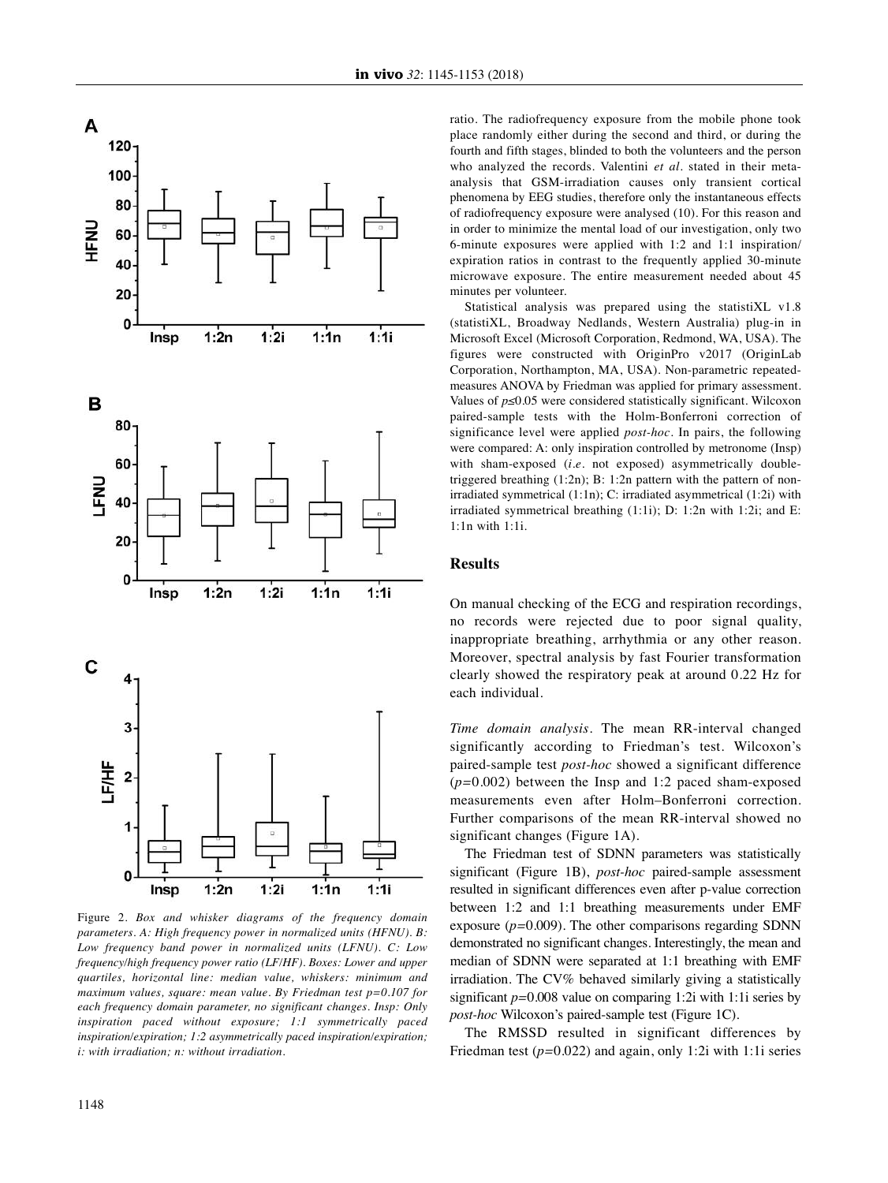Figure 2. *Box and whisker diagrams of the frequency domain parameters. A: High frequency power in normalized units (HFNU). B: Low frequency band power in normalized units (LFNU). C: Low frequency/high frequency power ratio (LF/HF). Boxes: Lower and upper quartiles, horizontal line: median value, whiskers: minimum and maximum values, square: mean value. By Friedman test p=0.107 for each frequency domain parameter, no significant changes. Insp: Only inspiration paced without exposure; 1:1 symmetrically paced inspiration/expiration; 1:2 asymmetrically paced inspiration/expiration; i: with irradiation; n: without irradiation.*

ratio. The radiofrequency exposure from the mobile phone took place randomly either during the second and third, or during the fourth and fifth stages, blinded to both the volunteers and the person who analyzed the records. Valentini *et al*. stated in their meta-analysis that GSM-irradiation causes only transient cortical phenomena by EEG studies, therefore only the instantaneous effects of radiofrequency exposure were analysed (10). For this reason and in order to minimize the mental load of our investigation, only two 6-minute exposures were applied with 1:2 and 1:1 inspiration/expiration ratios in contrast to the frequently applied 30-minute microwave exposure. The entire measurement needed about 45 minutes per volunteer.

Statistical analysis was prepared using the statistiXL v1.8 (statistiXL, Broadway Nedlands, Western Australia) plug-in in Microsoft Excel (Microsoft Corporation, Redmond, WA, USA). The figures were constructed with OriginPro v2017 (OriginLab Corporation, Northampton, MA, USA). Non-parametric repeated-measures ANOVA by Friedman was applied for primary assessment. Values of $p\leq0.05$ were considered statistically significant. Wilcoxon paired-sample tests with the Holm-Bonferroni correction of significance level were applied *post-hoc*. In pairs, the following were compared: A: only inspiration controlled by metronome (Insp) with sham-exposed (*i.e.* not exposed) asymmetrically double-triggered breathing (1:2n); B: 1:2n pattern with the pattern of non-irradiated symmetrical (1:1n); C: irradiated asymmetrical (1:2i) with irradiated symmetrical breathing (1:1i); D: 1:2n with 1:2i; and E: 1:1n with 1:1i.

## Results

On manual checking of the ECG and respiration recordings, no records were rejected due to poor signal quality, inappropriate breathing, arrhythmia or any other reason. Moreover, spectral analysis by fast Fourier transformation clearly showed the respiratory peak at around 0.22 Hz for each individual.

*Time domain analysis*. The mean RR-interval changed significantly according to Friedman's test. Wilcoxon's paired-sample test *post-hoc* showed a significant difference ($p=0.002$) between the Insp and 1:2 paced sham-exposed measurements even after Holm–Bonferroni correction. Further comparisons of the mean RR-interval showed no significant changes (Figure 1A).

The Friedman test of SDNN parameters was statistically significant (Figure 1B), *post-hoc* paired-sample assessment resulted in significant differences even after p-value correction between 1:2 and 1:1 breathing measurements under EMF exposure ($p=0.009$). The other comparisons regarding SDNN demonstrated no significant changes. Interestingly, the mean and median of SDNN were separated at 1:1 breathing with EMF irradiation. The CV% behaved similarly giving a statistically significant $p=0.008$ value on comparing 1:2i with 1:1i series by *post-hoc* Wilcoxon's paired-sample test (Figure 1C).

The RMSSD resulted in significant differences by Friedman test ($p=0.022$) and again, only 1:2i with 1:1i series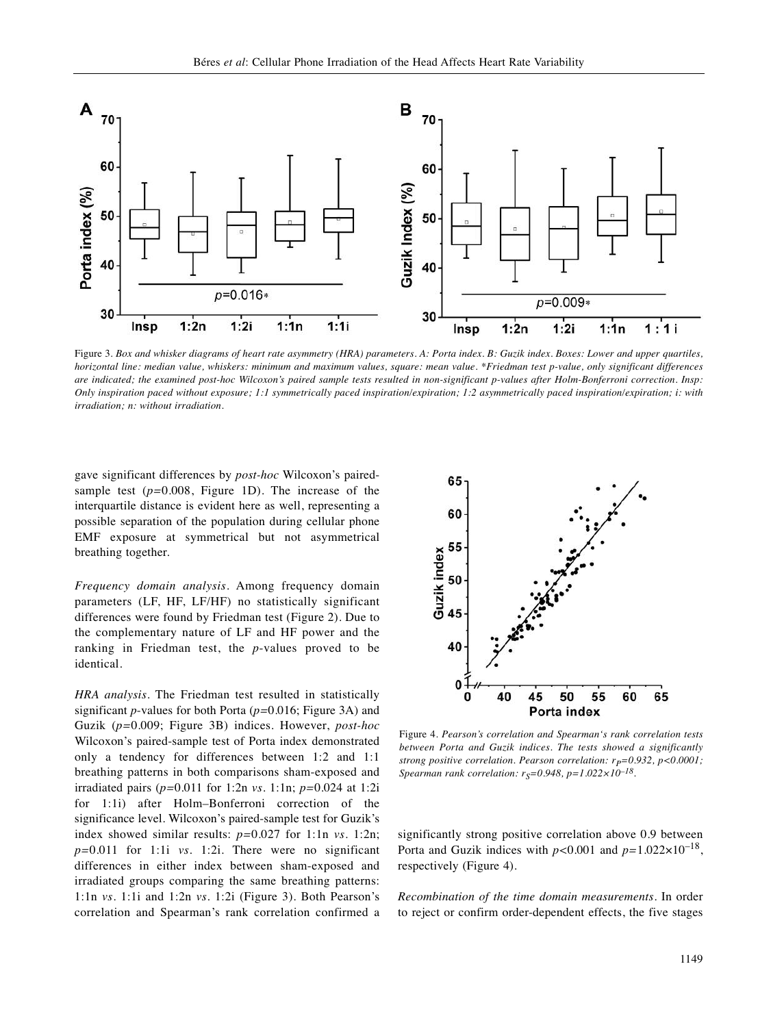Figure 3. *Box and whisker diagrams of heart rate asymmetry (HRA) parameters. A: Porta index. B: Guzik index. Boxes: Lower and upper quartiles, horizontal line: median value, whiskers: minimum and maximum values, square: mean value. *Friedman test p-value, only significant differences are indicated; the examined post-hoc Wilcoxon's paired sample tests resulted in non-significant p-values after Holm-Bonferroni correction. Insp: Only inspiration paced without exposure; 1:1 symmetrically paced inspiration/expiration; 1:2 asymmetrically paced inspiration/expiration; i: with irradiation; n: without irradiation.*

gave significant differences by *post-hoc* Wilcoxon's paired-sample test ($p$=0.008, Figure 1D). The increase of the interquartile distance is evident here as well, representing a possible separation of the population during cellular phone EMF exposure at symmetrical but not asymmetrical breathing together.

*Frequency domain analysis*. Among frequency domain parameters (LF, HF, LF/HF) no statistically significant differences were found by Friedman test (Figure 2). Due to the complementary nature of LF and HF power and the ranking in Friedman test, the $p$-values proved to be identical.

*HRA analysis*. The Friedman test resulted in statistically significant $p$-values for both Porta ($p$=0.016; Figure 3A) and Guzik ($p$=0.009; Figure 3B) indices. However, *post-hoc* Wilcoxon's paired-sample test of Porta index demonstrated only a tendency for differences between 1:2 and 1:1 breathing patterns in both comparisons sham-exposed and irradiated pairs ($p$=0.011 for 1:2n *vs*. 1:1n; $p$=0.024 at 1:2i for 1:1i) after Holm–Bonferroni correction of the significance level. Wilcoxon's paired-sample test for Guzik's index showed similar results: $p$=0.027 for 1:1n *vs*. 1:2n; $p$=0.011 for 1:1i *vs*. 1:2i. There were no significant differences in either index between sham-exposed and irradiated groups comparing the same breathing patterns: 1:1n *vs*. 1:1i and 1:2n *vs*. 1:2i (Figure 3). Both Pearson's correlation and Spearman's rank correlation confirmed a significantly strong positive correlation above 0.9 between Porta and Guzik indices with $p$<0.001 and $p=1.022\times10^{-18}$, respectively (Figure 4).

Figure 4. *Pearson's correlation and Spearman's rank correlation tests between Porta and Guzik indices. The tests showed a significantly strong positive correlation. Pearson correlation: $r_P$=0.932, $p$<0.0001; Spearman rank correlation: $r_S$=0.948, $p=1.022\times10^{-18}$.*

*Recombination of the time domain measurements*. In order to reject or confirm order-dependent effects, the five stages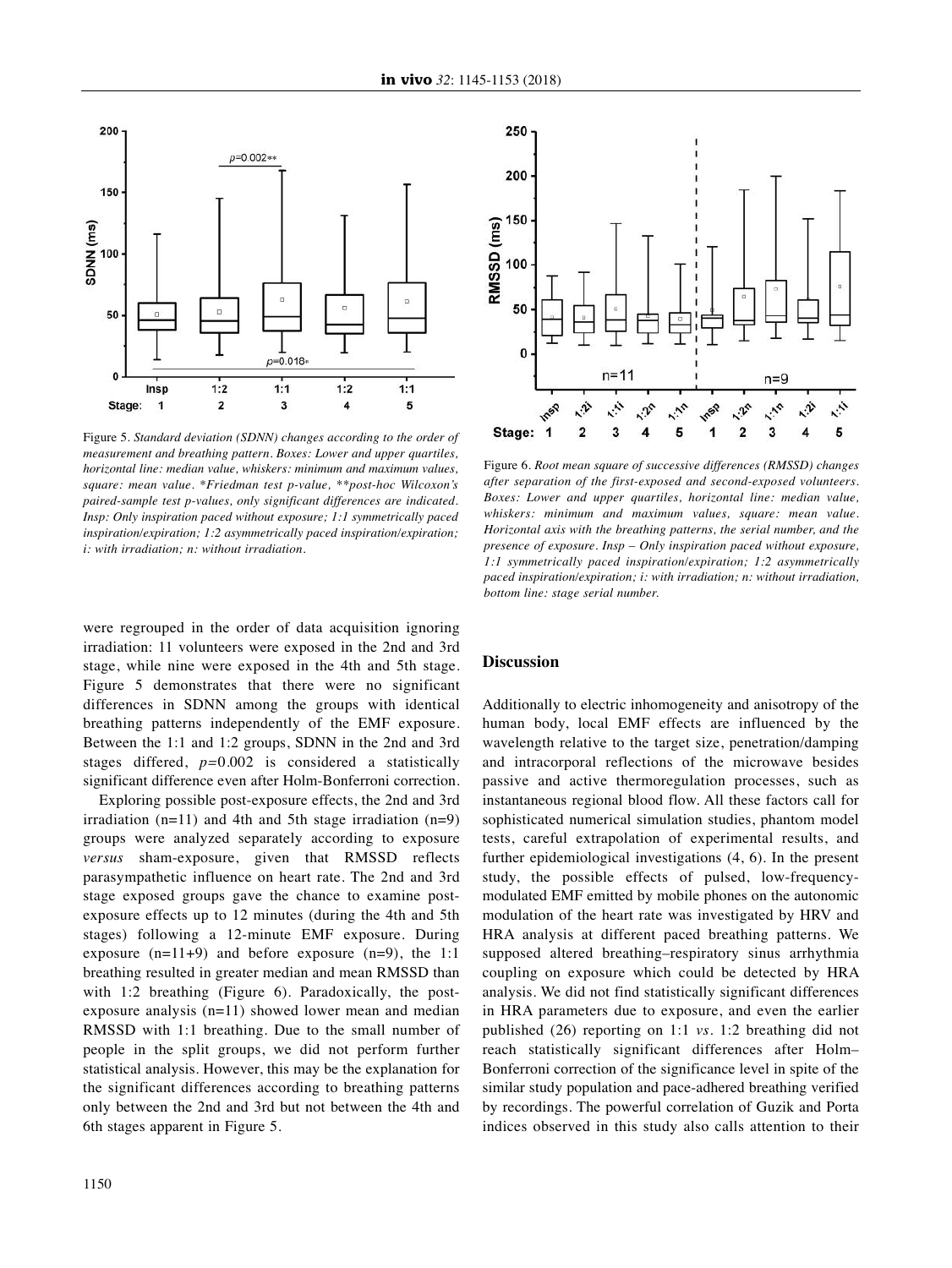Figure 5. *Standard deviation (SDNN) changes according to the order of measurement and breathing pattern. Boxes: Lower and upper quartiles, horizontal line: median value, whiskers: minimum and maximum values, square: mean value. *Friedman test p-value, **post-hoc Wilcoxon's paired-sample test p-values, only significant differences are indicated. Insp: Only inspiration paced without exposure; 1:1 symmetrically paced inspiration/expiration; 1:2 asymmetrically paced inspiration/expiration; i: with irradiation; n: without irradiation.*

Figure 6. *Root mean square of successive differences (RMSSD) changes after separation of the first-exposed and second-exposed volunteers. Boxes: Lower and upper quartiles, horizontal line: median value, whiskers: minimum and maximum values, square: mean value. Horizontal axis with the breathing patterns, the serial number, and the presence of exposure. Insp – Only inspiration paced without exposure, 1:1 symmetrically paced inspiration/expiration; 1:2 asymmetrically paced inspiration/expiration; i: with irradiation; n: without irradiation, bottom line: stage serial number.*

were regrouped in the order of data acquisition ignoring irradiation: 11 volunteers were exposed in the 2nd and 3rd stage, while nine were exposed in the 4th and 5th stage. Figure 5 demonstrates that there were no significant differences in SDNN among the groups with identical breathing patterns independently of the EMF exposure. Between the 1:1 and 1:2 groups, SDNN in the 2nd and 3rd stages differed, $p=0.002$ is considered a statistically significant difference even after Holm-Bonferroni correction.

Exploring possible post-exposure effects, the 2nd and 3rd irradiation (n=11) and 4th and 5th stage irradiation (n=9) groups were analyzed separately according to exposure *versus* sham-exposure, given that RMSSD reflects parasympathetic influence on heart rate. The 2nd and 3rd stage exposed groups gave the chance to examine post-exposure effects up to 12 minutes (during the 4th and 5th stages) following a 12-minute EMF exposure. During exposure (n=11+9) and before exposure (n=9), the 1:1 breathing resulted in greater median and mean RMSSD than with 1:2 breathing (Figure 6). Paradoxically, the post-exposure analysis (n=11) showed lower mean and median RMSSD with 1:1 breathing. Due to the small number of people in the split groups, we did not perform further statistical analysis. However, this may be the explanation for the significant differences according to breathing patterns only between the 2nd and 3rd but not between the 4th and 6th stages apparent in Figure 5.

## Discussion

Additionally to electric inhomogeneity and anisotropy of the human body, local EMF effects are influenced by the wavelength relative to the target size, penetration/damping and intracorporal reflections of the microwave besides passive and active thermoregulation processes, such as instantaneous regional blood flow. All these factors call for sophisticated numerical simulation studies, phantom model tests, careful extrapolation of experimental results, and further epidemiological investigations (4, 6). In the present study, the possible effects of pulsed, low-frequency-modulated EMF emitted by mobile phones on the autonomic modulation of the heart rate was investigated by HRV and HRA analysis at different paced breathing patterns. We supposed altered breathing–respiratory sinus arrhythmia coupling on exposure which could be detected by HRA analysis. We did not find statistically significant differences in HRA parameters due to exposure, and even the earlier published (26) reporting on 1:1 *vs.* 1:2 breathing did not reach statistically significant differences after Holm–Bonferroni correction of the significance level in spite of the similar study population and pace-adhered breathing verified by recordings. The powerful correlation of Guzik and Porta indices observed in this study also calls attention to their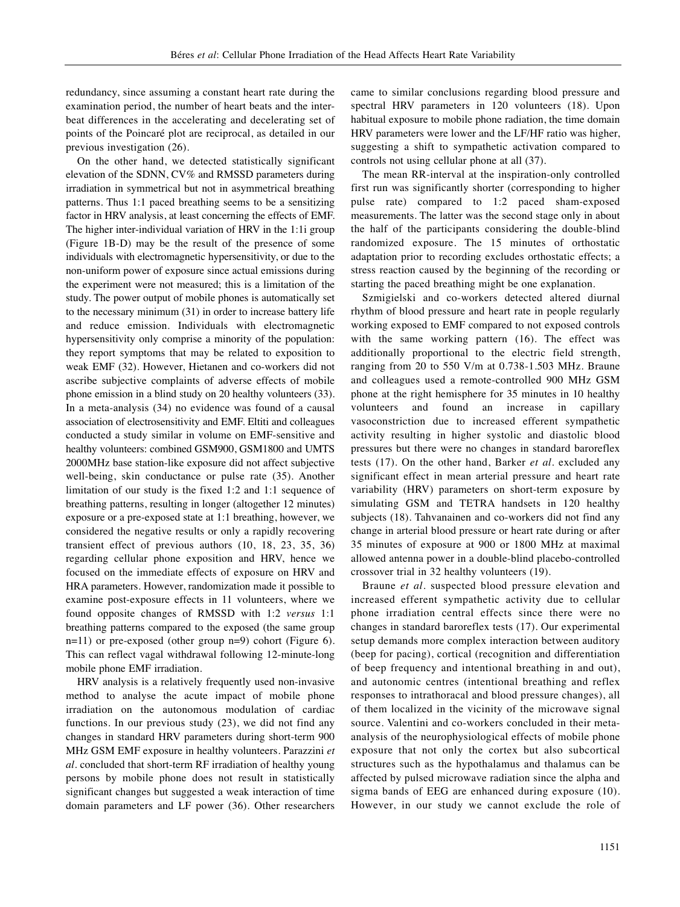redundancy, since assuming a constant heart rate during the examination period, the number of heart beats and the inter-beat differences in the accelerating and decelerating set of points of the Poincaré plot are reciprocal, as detailed in our previous investigation (26).

On the other hand, we detected statistically significant elevation of the SDNN, CV% and RMSSD parameters during irradiation in symmetrical but not in asymmetrical breathing patterns. Thus 1:1 paced breathing seems to be a sensitizing factor in HRV analysis, at least concerning the effects of EMF. The higher inter-individual variation of HRV in the 1:1i group (Figure 1B-D) may be the result of the presence of some individuals with electromagnetic hypersensitivity, or due to the non-uniform power of exposure since actual emissions during the experiment were not measured; this is a limitation of the study. The power output of mobile phones is automatically set to the necessary minimum (31) in order to increase battery life and reduce emission. Individuals with electromagnetic hypersensitivity only comprise a minority of the population: they report symptoms that may be related to exposition to weak EMF (32). However, Hietanen and co-workers did not ascribe subjective complaints of adverse effects of mobile phone emission in a blind study on 20 healthy volunteers (33). In a meta-analysis (34) no evidence was found of a causal association of electrosensitivity and EMF. Eltiti and colleagues conducted a study similar in volume on EMF-sensitive and healthy volunteers: combined GSM900, GSM1800 and UMTS 2000MHz base station-like exposure did not affect subjective well-being, skin conductance or pulse rate (35). Another limitation of our study is the fixed 1:2 and 1:1 sequence of breathing patterns, resulting in longer (altogether 12 minutes) exposure or a pre-exposed state at 1:1 breathing, however, we considered the negative results or only a rapidly recovering transient effect of previous authors (10, 18, 23, 35, 36) regarding cellular phone exposition and HRV, hence we focused on the immediate effects of exposure on HRV and HRA parameters. However, randomization made it possible to examine post-exposure effects in 11 volunteers, where we found opposite changes of RMSSD with 1:2 *versus* 1:1 breathing patterns compared to the exposed (the same group n=11) or pre-exposed (other group n=9) cohort (Figure 6). This can reflect vagal withdrawal following 12-minute-long mobile phone EMF irradiation.

HRV analysis is a relatively frequently used non-invasive method to analyse the acute impact of mobile phone irradiation on the autonomous modulation of cardiac functions. In our previous study (23), we did not find any changes in standard HRV parameters during short-term 900 MHz GSM EMF exposure in healthy volunteers. Parazzini *et al*. concluded that short-term RF irradiation of healthy young persons by mobile phone does not result in statistically significant changes but suggested a weak interaction of time domain parameters and LF power (36). Other researchers came to similar conclusions regarding blood pressure and spectral HRV parameters in 120 volunteers (18). Upon habitual exposure to mobile phone radiation, the time domain HRV parameters were lower and the LF/HF ratio was higher, suggesting a shift to sympathetic activation compared to controls not using cellular phone at all (37).

The mean RR-interval at the inspiration-only controlled first run was significantly shorter (corresponding to higher pulse rate) compared to 1:2 paced sham-exposed measurements. The latter was the second stage only in about the half of the participants considering the double-blind randomized exposure. The 15 minutes of orthostatic adaptation prior to recording excludes orthostatic effects; a stress reaction caused by the beginning of the recording or starting the paced breathing might be one explanation.

Szmigielski and co-workers detected altered diurnal rhythm of blood pressure and heart rate in people regularly working exposed to EMF compared to not exposed controls with the same working pattern (16). The effect was additionally proportional to the electric field strength, ranging from 20 to 550 V/m at 0.738-1.503 MHz. Braune and colleagues used a remote-controlled 900 MHz GSM phone at the right hemisphere for 35 minutes in 10 healthy volunteers and found an increase in capillary vasoconstriction due to increased efferent sympathetic activity resulting in higher systolic and diastolic blood pressures but there were no changes in standard baroreflex tests (17). On the other hand, Barker *et al*. excluded any significant effect in mean arterial pressure and heart rate variability (HRV) parameters on short-term exposure by simulating GSM and TETRA handsets in 120 healthy subjects (18). Tahvanainen and co-workers did not find any change in arterial blood pressure or heart rate during or after 35 minutes of exposure at 900 or 1800 MHz at maximal allowed antenna power in a double-blind placebo-controlled crossover trial in 32 healthy volunteers (19).

Braune *et al*. suspected blood pressure elevation and increased efferent sympathetic activity due to cellular phone irradiation central effects since there were no changes in standard baroreflex tests (17). Our experimental setup demands more complex interaction between auditory (beep for pacing), cortical (recognition and differentiation of beep frequency and intentional breathing in and out), and autonomic centres (intentional breathing and reflex responses to intrathoracal and blood pressure changes), all of them localized in the vicinity of the microwave signal source. Valentini and co-workers concluded in their meta-analysis of the neurophysiological effects of mobile phone exposure that not only the cortex but also subcortical structures such as the hypothalamus and thalamus can be affected by pulsed microwave radiation since the alpha and sigma bands of EEG are enhanced during exposure (10). However, in our study we cannot exclude the role of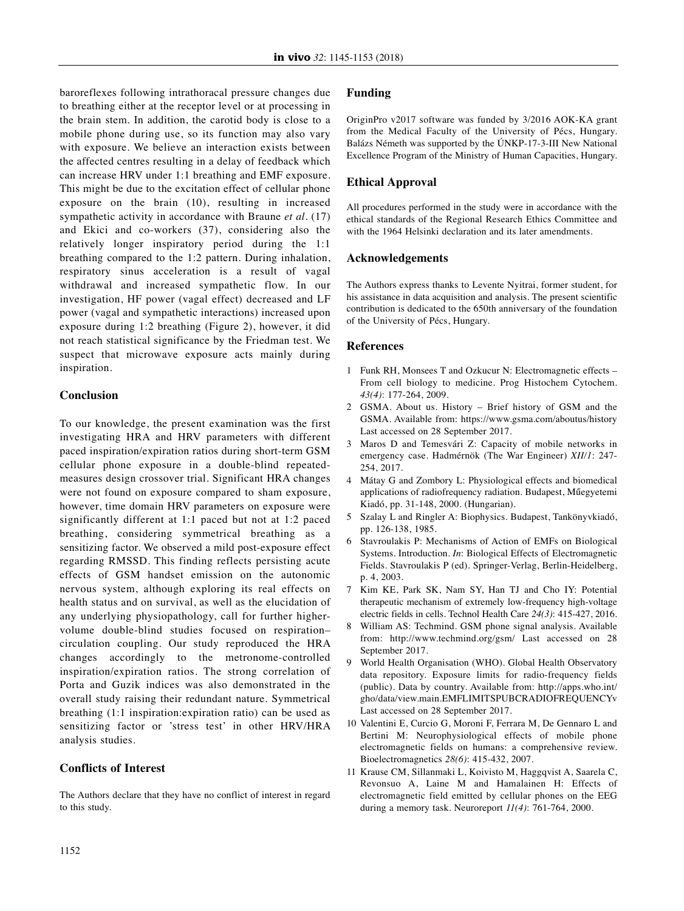baroreflexes following intrathoracal pressure changes due to breathing either at the receptor level or at processing in the brain stem. In addition, the carotid body is close to a mobile phone during use, so its function may also vary with exposure. We believe an interaction exists between the affected centres resulting in a delay of feedback which can increase HRV under 1:1 breathing and EMF exposure. This might be due to the excitation effect of cellular phone exposure on the brain (10), resulting in increased sympathetic activity in accordance with Braune *et al.* (17) and Ekici and co-workers (37), considering also the relatively longer inspiratory period during the 1:1 breathing compared to the 1:2 pattern. During inhalation, respiratory sinus acceleration is a result of vagal withdrawal and increased sympathetic flow. In our investigation, HF power (vagal effect) decreased and LF power (vagal and sympathetic interactions) increased upon exposure during 1:2 breathing (Figure 2), however, it did not reach statistical significance by the Friedman test. We suspect that microwave exposure acts mainly during inspiration.

## Conclusion

To our knowledge, the present examination was the first investigating HRA and HRV parameters with different paced inspiration/expiration ratios during short-term GSM cellular phone exposure in a double-blind repeated-measures design crossover trial. Significant HRA changes were not found on exposure compared to sham exposure, however, time domain HRV parameters on exposure were significantly different at 1:1 paced but not at 1:2 paced breathing, considering symmetrical breathing as a sensitizing factor. We observed a mild post-exposure effect regarding RMSSD. This finding reflects persisting acute effects of GSM handset emission on the autonomic nervous system, although exploring its real effects on health status and on survival, as well as the elucidation of any underlying physiopathology, call for further higher-volume double-blind studies focused on respiration–circulation coupling. Our study reproduced the HRA changes accordingly to the metronome-controlled inspiration/expiration ratios. The strong correlation of Porta and Guzik indices was also demonstrated in the overall study raising their redundant nature. Symmetrical breathing (1:1 inspiration:expiration ratio) can be used as sensitizing factor or 'stress test' in other HRV/HRA analysis studies.

## Conflicts of Interest

The Authors declare that they have no conflict of interest in regard to this study.

## Funding

OriginPro v2017 software was funded by 3/2016 AOK-KA grant from the Medical Faculty of the University of Pécs, Hungary. Balázs Németh was supported by the ÚNKP-17-3-III New National Excellence Program of the Ministry of Human Capacities, Hungary.

## Ethical Approval

All procedures performed in the study were in accordance with the ethical standards of the Regional Research Ethics Committee and with the 1964 Helsinki declaration and its later amendments.

## Acknowledgements

The Authors express thanks to Levente Nyitrai, former student, for his assistance in data acquisition and analysis. The present scientific contribution is dedicated to the 650th anniversary of the foundation of the University of Pécs, Hungary.

## References

1. Funk RH, Monsees T and Ozkucur N: Electromagnetic effects – From cell biology to medicine. Prog Histochem Cytochem. *43(4)*: 177-264, 2009.
2. GSMA. About us. History – Brief history of GSM and the GSMA. Available from: https://www.gsma.com/aboutus/history Last accessed on 28 September 2017.
3. Maros D and Temesvári Z: Capacity of mobile networks in emergency case. Hadmérnök (The War Engineer) *XII/1*: 247-254, 2017.
4. Mátay G and Zombory L: Physiological effects and biomedical applications of radiofrequency radiation. Budapest, Műegyetemi Kiadó, pp. 31-148, 2000. (Hungarian).
5. Szalay L and Ringler A: Biophysics. Budapest, Tankönyvkiadó, pp. 126-138, 1985.
6. Stavroulakis P: Mechanisms of Action of EMFs on Biological Systems. Introduction. *In*: Biological Effects of Electromagnetic Fields. Stavroulakis P (ed). Springer-Verlag, Berlin-Heidelberg, p. 4, 2003.
7. Kim KE, Park SK, Nam SY, Han TJ and Cho IY: Potential therapeutic mechanism of extremely low-frequency high-voltage electric fields in cells. Technol Health Care *24(3)*: 415-427, 2016.
8. William AS: Techmind. GSM phone signal analysis. Available from: http://www.techmind.org/gsm/ Last accessed on 28 September 2017.
9. World Health Organisation (WHO). Global Health Observatory data repository. Exposure limits for radio-frequency fields (public). Data by country. Available from: http://apps.who.int/gho/data/view.main.EMFLIMITSPUBCRADIOFREQUENCYv Last accessed on 28 September 2017.
10. Valentini E, Curcio G, Moroni F, Ferrara M, De Gennaro L and Bertini M: Neurophysiological effects of mobile phone electromagnetic fields on humans: a comprehensive review. Bioelectromagnetics *28(6)*: 415-432, 2007.
11. Krause CM, Sillanmaki L, Koivisto M, Haggqvist A, Saarela C, Revonsuo A, Laine M and Hamalainen H: Effects of electromagnetic field emitted by cellular phones on the EEG during a memory task. Neuroreport *11(4)*: 761-764, 2000.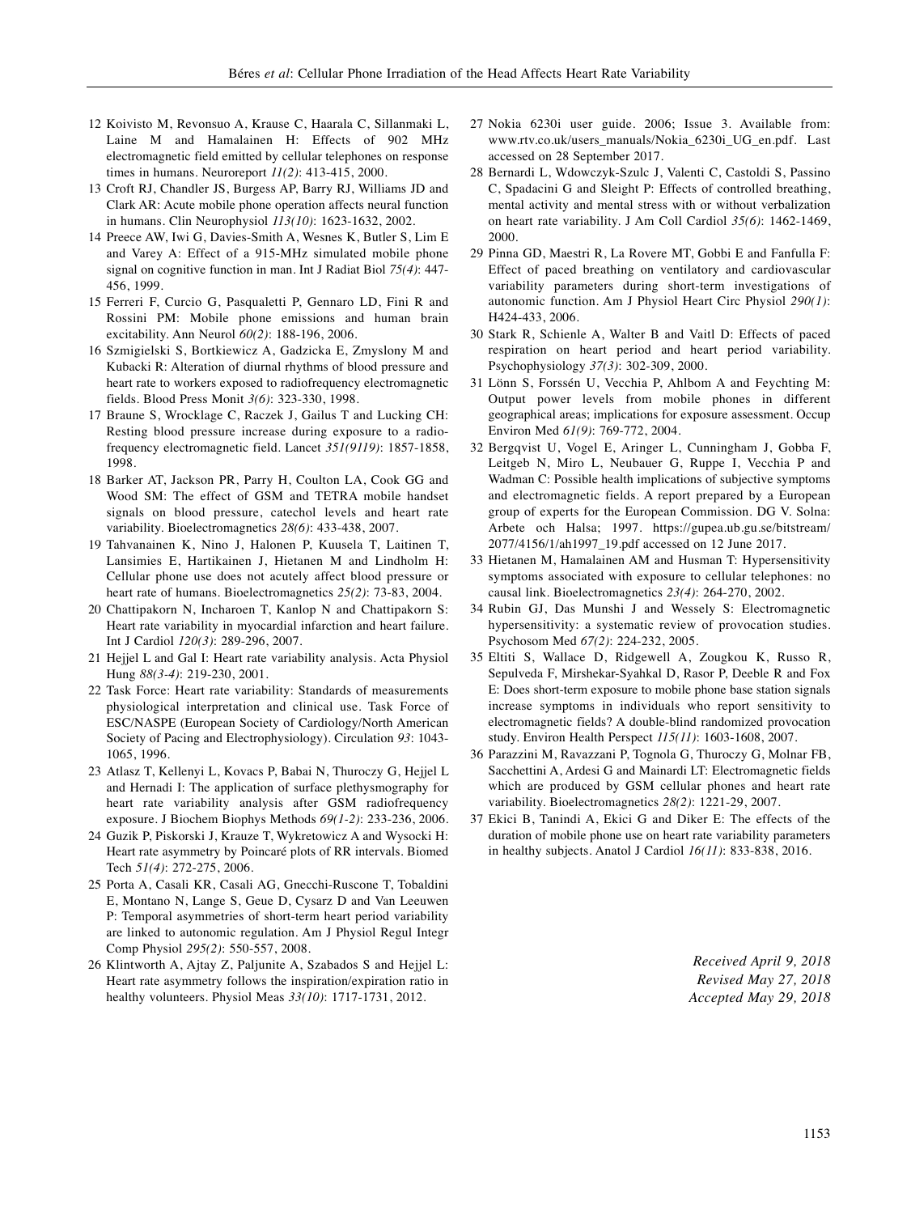12 Koivisto M, Revonsuo A, Krause C, Haarala C, Sillanmaki L, Laine M and Hamalainen H: Effects of 902 MHz electromagnetic field emitted by cellular telephones on response times in humans. Neuroreport *11(2)*: 413-415, 2000.

13 Croft RJ, Chandler JS, Burgess AP, Barry RJ, Williams JD and Clark AR: Acute mobile phone operation affects neural function in humans. Clin Neurophysiol *113(10)*: 1623-1632, 2002.

14 Preece AW, Iwi G, Davies-Smith A, Wesnes K, Butler S, Lim E and Varey A: Effect of a 915-MHz simulated mobile phone signal on cognitive function in man. Int J Radiat Biol *75(4)*: 447-456, 1999.

15 Ferreri F, Curcio G, Pasqualetti P, Gennaro LD, Fini R and Rossini PM: Mobile phone emissions and human brain excitability. Ann Neurol *60(2)*: 188-196, 2006.

16 Szmigielski S, Bortkiewicz A, Gadzicka E, Zmyslony M and Kubacki R: Alteration of diurnal rhythms of blood pressure and heart rate to workers exposed to radiofrequency electromagnetic fields. Blood Press Monit *3(6)*: 323-330, 1998.

17 Braune S, Wrocklage C, Raczek J, Gailus T and Lucking CH: Resting blood pressure increase during exposure to a radio-frequency electromagnetic field. Lancet *351(9119)*: 1857-1858, 1998.

18 Barker AT, Jackson PR, Parry H, Coulton LA, Cook GG and Wood SM: The effect of GSM and TETRA mobile handset signals on blood pressure, catechol levels and heart rate variability. Bioelectromagnetics *28(6)*: 433-438, 2007.

19 Tahvanainen K, Nino J, Halonen P, Kuusela T, Laitinen T, Lansimies E, Hartikainen J, Hietanen M and Lindholm H: Cellular phone use does not acutely affect blood pressure or heart rate of humans. Bioelectromagnetics *25(2)*: 73-83, 2004.

20 Chattipakorn N, Incharoen T, Kanlop N and Chattipakorn S: Heart rate variability in myocardial infarction and heart failure. Int J Cardiol *120(3)*: 289-296, 2007.

21 Hejjel L and Gal I: Heart rate variability analysis. Acta Physiol Hung *88(3-4)*: 219-230, 2001.

22 Task Force: Heart rate variability: Standards of measurements physiological interpretation and clinical use. Task Force of ESC/NASPE (European Society of Cardiology/North American Society of Pacing and Electrophysiology). Circulation *93*: 1043-1065, 1996.

23 Atlasz T, Kellenyi L, Kovacs P, Babai N, Thuroczy G, Hejjel L and Hernadi I: The application of surface plethysmography for heart rate variability analysis after GSM radiofrequency exposure. J Biochem Biophys Methods *69(1-2)*: 233-236, 2006.

24 Guzik P, Piskorski J, Krauze T, Wykretowicz A and Wysocki H: Heart rate asymmetry by Poincaré plots of RR intervals. Biomed Tech *51(4)*: 272-275, 2006.

25 Porta A, Casali KR, Casali AG, Gnecchi-Ruscone T, Tobaldini E, Montano N, Lange S, Geue D, Cysarz D and Van Leeuwen P: Temporal asymmetries of short-term heart period variability are linked to autonomic regulation. Am J Physiol Regul Integr Comp Physiol *295(2)*: 550-557, 2008.

26 Klintworth A, Ajtay Z, Paljunite A, Szabados S and Hejjel L: Heart rate asymmetry follows the inspiration/expiration ratio in healthy volunteers. Physiol Meas *33(10)*: 1717-1731, 2012.

27 Nokia 6230i user guide. 2006; Issue 3. Available from: www.rtv.co.uk/users_manuals/Nokia_6230i_UG_en.pdf. Last accessed on 28 September 2017.

28 Bernardi L, Wdowczyk-Szulc J, Valenti C, Castoldi S, Passino C, Spadacini G and Sleight P: Effects of controlled breathing, mental activity and mental stress with or without verbalization on heart rate variability. J Am Coll Cardiol *35(6)*: 1462-1469, 2000.

29 Pinna GD, Maestri R, La Rovere MT, Gobbi E and Fanfulla F: Effect of paced breathing on ventilatory and cardiovascular variability parameters during short-term investigations of autonomic function. Am J Physiol Heart Circ Physiol *290(1)*: H424-433, 2006.

30 Stark R, Schienle A, Walter B and Vaitl D: Effects of paced respiration on heart period and heart period variability. Psychophysiology *37(3)*: 302-309, 2000.

31 Lönn S, Forssén U, Vecchia P, Ahlbom A and Feychting M: Output power levels from mobile phones in different geographical areas; implications for exposure assessment. Occup Environ Med *61(9)*: 769-772, 2004.

32 Bergqvist U, Vogel E, Aringer L, Cunningham J, Gobba F, Leitgeb N, Miro L, Neubauer G, Ruppe I, Vecchia P and Wadman C: Possible health implications of subjective symptoms and electromagnetic fields. A report prepared by a European group of experts for the European Commission. DG V. Solna: Arbete och Halsa; 1997. https://gupea.ub.gu.se/bitstream/2077/4156/1/ah1997_19.pdf accessed on 12 June 2017.

33 Hietanen M, Hamalainen AM and Husman T: Hypersensitivity symptoms associated with exposure to cellular telephones: no causal link. Bioelectromagnetics *23(4)*: 264-270, 2002.

34 Rubin GJ, Das Munshi J and Wessely S: Electromagnetic hypersensitivity: a systematic review of provocation studies. Psychosom Med *67(2)*: 224-232, 2005.

35 Eltiti S, Wallace D, Ridgewell A, Zougkou K, Russo R, Sepulveda F, Mirshekar-Syahkal D, Rasor P, Deeble R and Fox E: Does short-term exposure to mobile phone base station signals increase symptoms in individuals who report sensitivity to electromagnetic fields? A double-blind randomized provocation study. Environ Health Perspect *115(11)*: 1603-1608, 2007.

36 Parazzini M, Ravazzani P, Tognola G, Thuroczy G, Molnar FB, Sacchettini A, Ardesi G and Mainardi LT: Electromagnetic fields which are produced by GSM cellular phones and heart rate variability. Bioelectromagnetics *28(2)*: 1221-29, 2007.

37 Ekici B, Tanindi A, Ekici G and Diker E: The effects of the duration of mobile phone use on heart rate variability parameters in healthy subjects. Anatol J Cardiol *16(11)*: 833-838, 2016.

*Received April 9, 2018*
*Revised May 27, 2018*
*Accepted May 29, 2018*